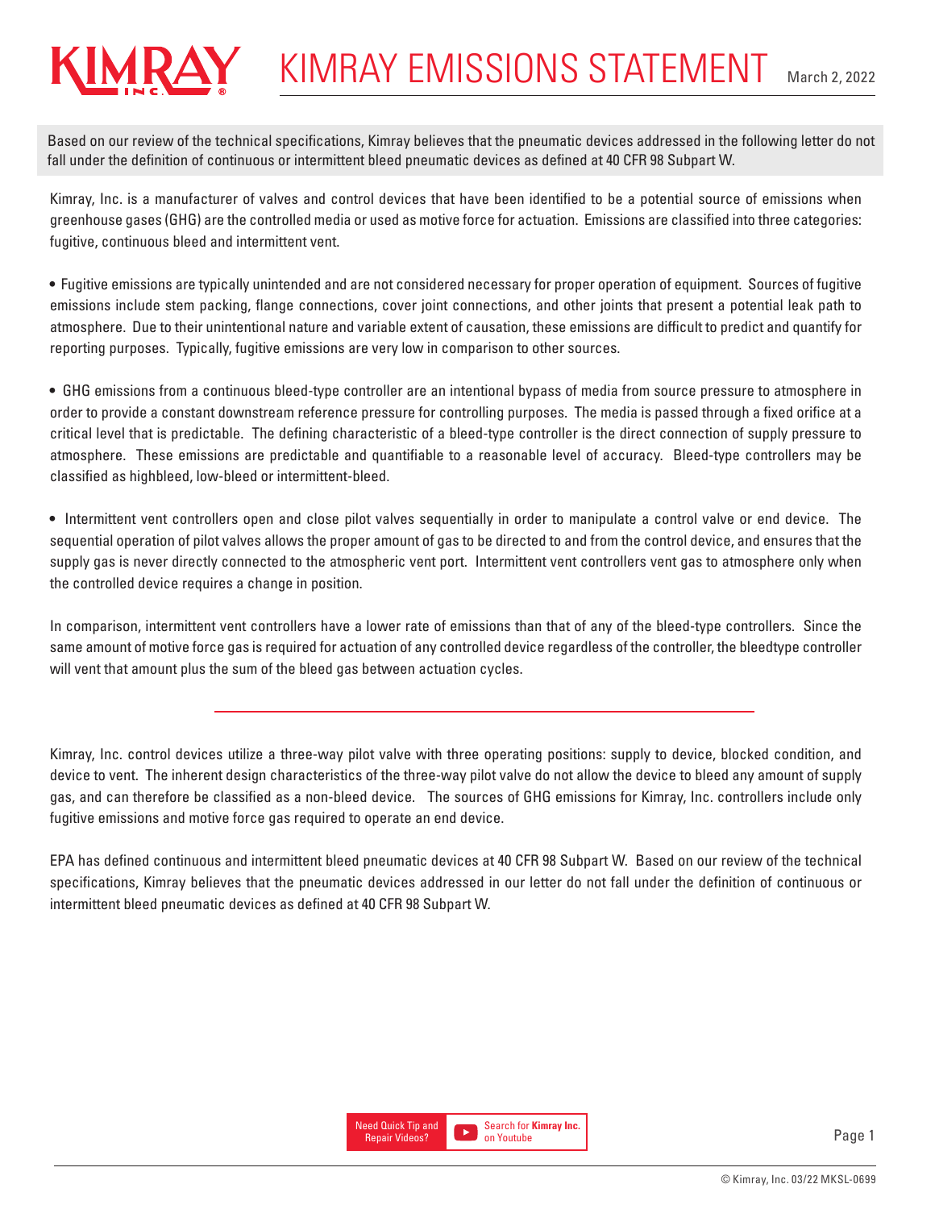# KIMRAY EMISSIONS STATEMENT

March 2, 2022

Based on our review of the technical specifications, Kimray believes that the pneumatic devices addressed in the following letter do not fall under the definition of continuous or intermittent bleed pneumatic devices as defined at 40 CFR 98 Subpart W.

Kimray, Inc. is a manufacturer of valves and control devices that have been identified to be a potential source of emissions when greenhouse gases (GHG) are the controlled media or used as motive force for actuation. Emissions are classified into three categories: fugitive, continuous bleed and intermittent vent.

- Fugitive emissions are typically unintended and are not considered necessary for proper operation of equipment. Sources of fugitive emissions include stem packing, flange connections, cover joint connections, and other joints that present a potential leak path to atmosphere. Due to their unintentional nature and variable extent of causation, these emissions are difficult to predict and quantify for reporting purposes. Typically, fugitive emissions are very low in comparison to other sources.

- GHG emissions from a continuous bleed-type controller are an intentional bypass of media from source pressure to atmosphere in order to provide a constant downstream reference pressure for controlling purposes. The media is passed through a fixed orifice at a critical level that is predictable. The defining characteristic of a bleed-type controller is the direct connection of supply pressure to atmosphere. These emissions are predictable and quantifiable to a reasonable level of accuracy. Bleed-type controllers may be classified as highbleed, low-bleed or intermittent-bleed.

- Intermittent vent controllers open and close pilot valves sequentially in order to manipulate a control valve or end device. The sequential operation of pilot valves allows the proper amount of gas to be directed to and from the control device, and ensures that the supply gas is never directly connected to the atmospheric vent port. Intermittent vent controllers vent gas to atmosphere only when the controlled device requires a change in position.

In comparison, intermittent vent controllers have a lower rate of emissions than that of any of the bleed-type controllers. Since the same amount of motive force gas is required for actuation of any controlled device regardless of the controller, the bleedtype controller will vent that amount plus the sum of the bleed gas between actuation cycles.

---

Kimray, Inc. control devices utilize a three-way pilot valve with three operating positions: supply to device, blocked condition, and device to vent. The inherent design characteristics of the three-way pilot valve do not allow the device to bleed any amount of supply gas, and can therefore be classified as a non-bleed device. The sources of GHG emissions for Kimray, Inc. controllers include only fugitive emissions and motive force gas required to operate an end device.

EPA has defined continuous and intermittent bleed pneumatic devices at 40 CFR 98 Subpart W. Based on our review of the technical specifications, Kimray believes that the pneumatic devices addressed in our letter do not fall under the definition of continuous or intermittent bleed pneumatic devices as defined at 40 CFR 98 Subpart W.

Need Quick Tip and Repair Videos? Search for **Kimray Inc.** on Youtube

© Kimray, Inc. 03/22 MKSL-0699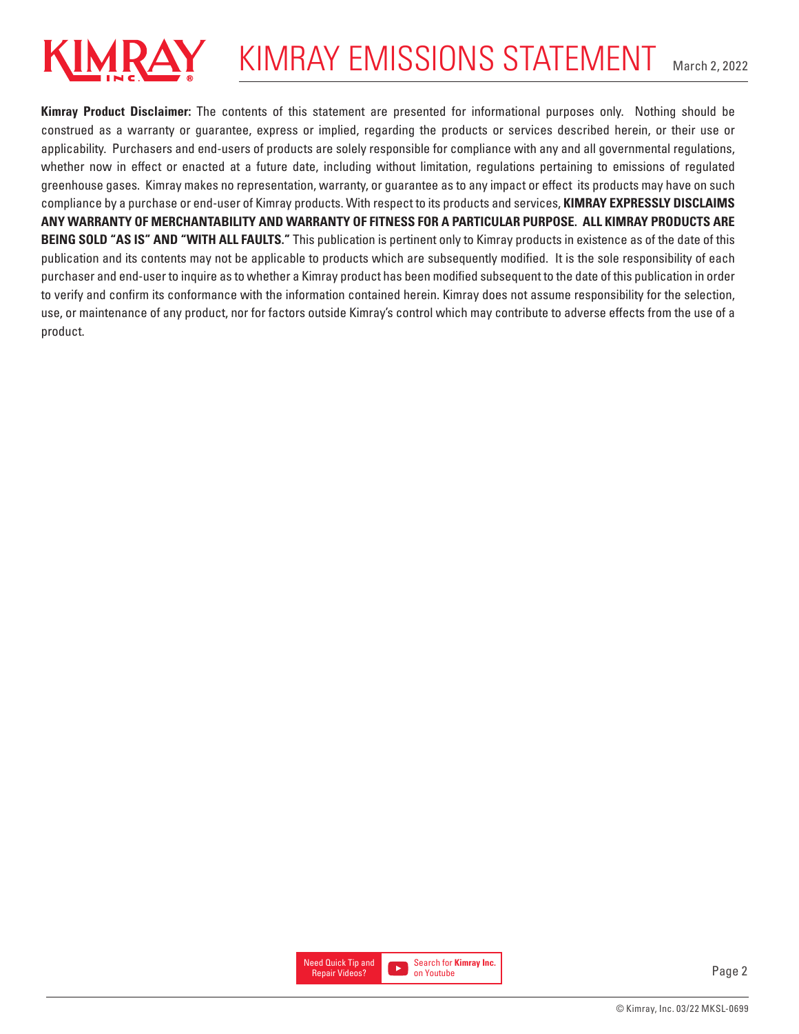**Kimray Product Disclaimer:** The contents of this statement are presented for informational purposes only. Nothing should be construed as a warranty or guarantee, express or implied, regarding the products or services described herein, or their use or applicability. Purchasers and end-users of products are solely responsible for compliance with any and all governmental regulations, whether now in effect or enacted at a future date, including without limitation, regulations pertaining to emissions of regulated greenhouse gases. Kimray makes no representation, warranty, or guarantee as to any impact or effect its products may have on such compliance by a purchase or end-user of Kimray products. With respect to its products and services, **KIMRAY EXPRESSLY DISCLAIMS ANY WARRANTY OF MERCHANTABILITY AND WARRANTY OF FITNESS FOR A PARTICULAR PURPOSE. ALL KIMRAY PRODUCTS ARE BEING SOLD "AS IS" AND "WITH ALL FAULTS."** This publication is pertinent only to Kimray products in existence as of the date of this publication and its contents may not be applicable to products which are subsequently modified. It is the sole responsibility of each purchaser and end-user to inquire as to whether a Kimray product has been modified subsequent to the date of this publication in order to verify and confirm its conformance with the information contained herein. Kimray does not assume responsibility for the selection, use, or maintenance of any product, nor for factors outside Kimray's control which may contribute to adverse effects from the use of a product.

Need Quick Tip and Repair Videos? Search for **Kimray Inc.** on Youtube

© Kimray, Inc. 03/22 MKSL-0699